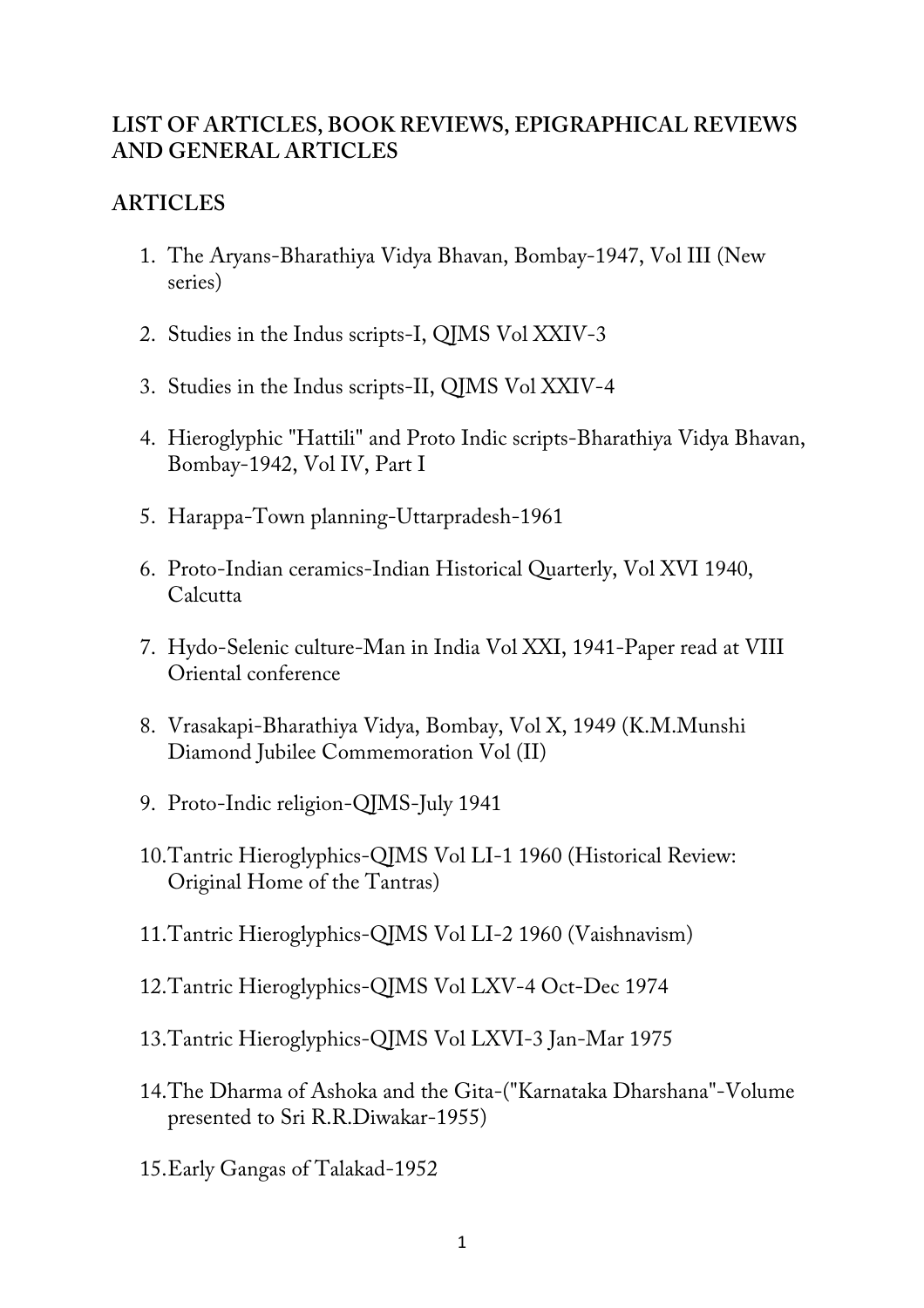## LIST OF ARTICLES, BOOK REVIEWS, EPIGRAPHICAL REVIEWS AND GENERAL ARTICLES

## ARTICLES

1. The Aryans-Bharathiya Vidya Bhavan, Bombay-1947, Vol III (New series)

2. Studies in the Indus scripts-I, QJMS Vol XXIV-3

3. Studies in the Indus scripts-II, QJMS Vol XXIV-4

4. Hieroglyphic "Hattili" and Proto Indic scripts-Bharathiya Vidya Bhavan, Bombay-1942, Vol IV, Part I

5. Harappa-Town planning-Uttarpradesh-1961

6. Proto-Indian ceramics-Indian Historical Quarterly, Vol XVI 1940, Calcutta

7. Hydo-Selenic culture-Man in India Vol XXI, 1941-Paper read at VIII Oriental conference

8. Vrasakapi-Bharathiya Vidya, Bombay, Vol X, 1949 (K.M.Munshi Diamond Jubilee Commemoration Vol (II)

9. Proto-Indic religion-QJMS-July 1941

10. Tantric Hieroglyphics-QJMS Vol LI-1 1960 (Historical Review: Original Home of the Tantras)

11. Tantric Hieroglyphics-QJMS Vol LI-2 1960 (Vaishnavism)

12. Tantric Hieroglyphics-QJMS Vol LXV-4 Oct-Dec 1974

13. Tantric Hieroglyphics-QJMS Vol LXVI-3 Jan-Mar 1975

14. The Dharma of Ashoka and the Gita-("Karnataka Dharshana"-Volume presented to Sri R.R.Diwakar-1955)

15. Early Gangas of Talakad-1952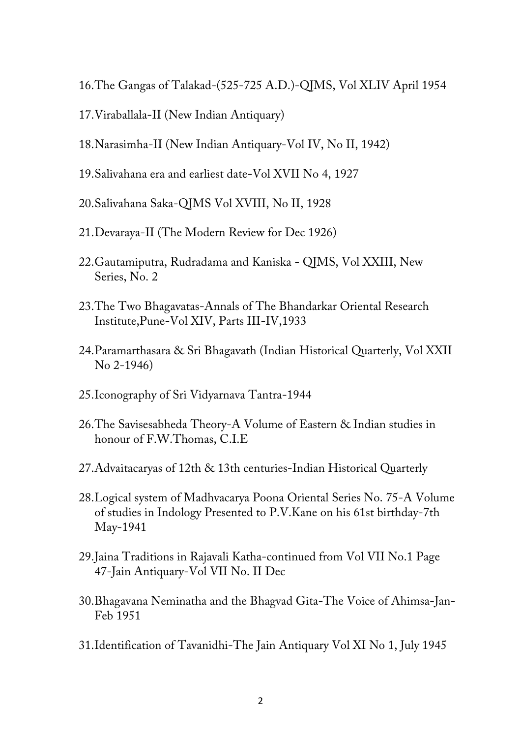16. The Gangas of Talakad-(525-725 A.D.)-QJMS, Vol XLIV April 1954
17. Viraballala-II (New Indian Antiquary)
18. Narasimha-II (New Indian Antiquary-Vol IV, No II, 1942)
19. Salivahana era and earliest date-Vol XVII No 4, 1927
20. Salivahana Saka-QJMS Vol XVIII, No II, 1928
21. Devaraya-II (The Modern Review for Dec 1926)
22. Gautamiputra, Rudradama and Kaniska - QJMS, Vol XXIII, New Series, No. 2
23. The Two Bhagavatas-Annals of The Bhandarkar Oriental Research Institute,Pune-Vol XIV, Parts III-IV,1933
24. Paramarthasara & Sri Bhagavath (Indian Historical Quarterly, Vol XXII No 2-1946)
25. Iconography of Sri Vidyarnava Tantra-1944
26. The Savisesabheda Theory-A Volume of Eastern & Indian studies in honour of F.W.Thomas, C.I.E
27. Advaitacaryas of 12th & 13th centuries-Indian Historical Quarterly
28. Logical system of Madhvacarya Poona Oriental Series No. 75-A Volume of studies in Indology Presented to P.V.Kane on his 61st birthday-7th May-1941
29. Jaina Traditions in Rajavali Katha-continued from Vol VII No.1 Page 47-Jain Antiquary-Vol VII No. II Dec
30. Bhagavana Neminatha and the Bhagvad Gita-The Voice of Ahimsa-Jan-Feb 1951
31. Identification of Tavanidhi-The Jain Antiquary Vol XI No 1, July 1945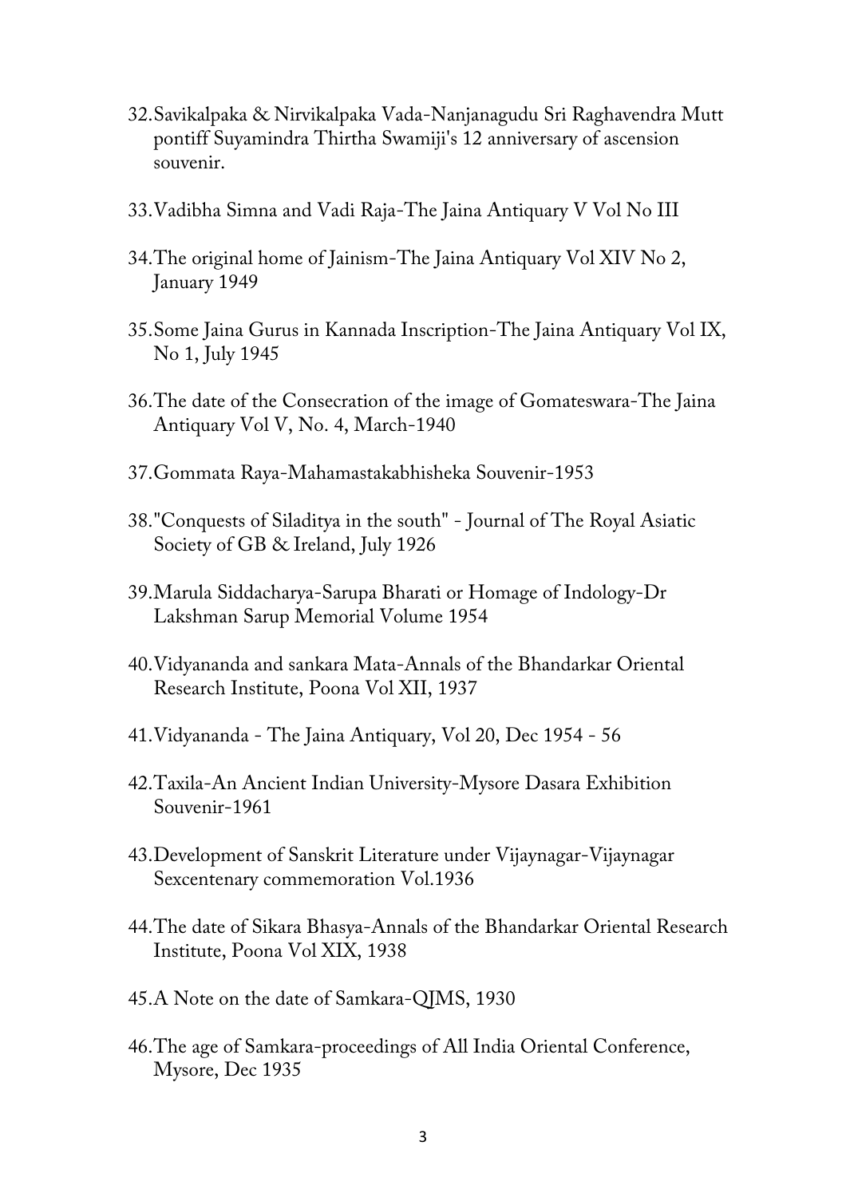32. Savikalpaka & Nirvikalpaka Vada-Nanjanagudu Sri Raghavendra Mutt pontiff Suyamindra Thirtha Swamiji's 12 anniversary of ascension souvenir.

33. Vadibha Simna and Vadi Raja-The Jaina Antiquary V Vol No III

34. The original home of Jainism-The Jaina Antiquary Vol XIV No 2, January 1949

35. Some Jaina Gurus in Kannada Inscription-The Jaina Antiquary Vol IX, No 1, July 1945

36. The date of the Consecration of the image of Gomateswara-The Jaina Antiquary Vol V, No. 4, March-1940

37. Gommata Raya-Mahamastakabhisheka Souvenir-1953

38. "Conquests of Siladitya in the south" - Journal of The Royal Asiatic Society of GB & Ireland, July 1926

39. Marula Siddacharya-Sarupa Bharati or Homage of Indology-Dr Lakshman Sarup Memorial Volume 1954

40. Vidyananda and sankara Mata-Annals of the Bhandarkar Oriental Research Institute, Poona Vol XII, 1937

41. Vidyananda - The Jaina Antiquary, Vol 20, Dec 1954 - 56

42. Taxila-An Ancient Indian University-Mysore Dasara Exhibition Souvenir-1961

43. Development of Sanskrit Literature under Vijaynagar-Vijaynagar Sexcentenary commemoration Vol.1936

44. The date of Sikara Bhasya-Annals of the Bhandarkar Oriental Research Institute, Poona Vol XIX, 1938

45. A Note on the date of Samkara-QJMS, 1930

46. The age of Samkara-proceedings of All India Oriental Conference, Mysore, Dec 1935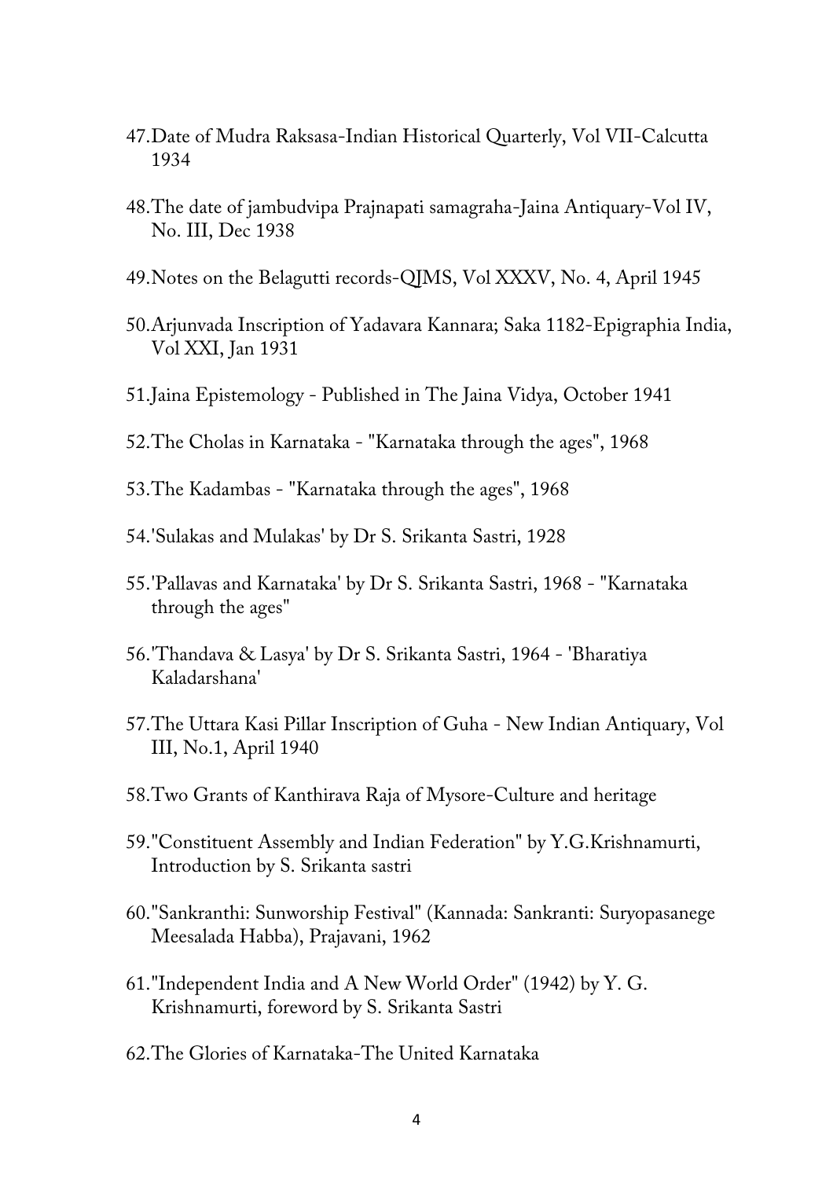47. Date of Mudra Raksasa-Indian Historical Quarterly, Vol VII-Calcutta 1934

48. The date of jambudvipa Prajnapati samagraha-Jaina Antiquary-Vol IV, No. III, Dec 1938

49. Notes on the Belagutti records-QJMS, Vol XXXV, No. 4, April 1945

50. Arjunvada Inscription of Yadavara Kannara; Saka 1182-Epigraphia India, Vol XXI, Jan 1931

51. Jaina Epistemology - Published in The Jaina Vidya, October 1941

52. The Cholas in Karnataka - "Karnataka through the ages", 1968

53. The Kadambas - "Karnataka through the ages", 1968

54. 'Sulakas and Mulakas' by Dr S. Srikanta Sastri, 1928

55. 'Pallavas and Karnataka' by Dr S. Srikanta Sastri, 1968 - "Karnataka through the ages"

56. 'Thandava & Lasya' by Dr S. Srikanta Sastri, 1964 - 'Bharatiya Kaladarshana'

57. The Uttara Kasi Pillar Inscription of Guha - New Indian Antiquary, Vol III, No.1, April 1940

58. Two Grants of Kanthirava Raja of Mysore-Culture and heritage

59. "Constituent Assembly and Indian Federation" by Y.G.Krishnamurti, Introduction by S. Srikanta sastri

60. "Sankranthi: Sunworship Festival" (Kannada: Sankranti: Suryopasanege Meesalada Habba), Prajavani, 1962

61. "Independent India and A New World Order" (1942) by Y. G. Krishnamurti, foreword by S. Srikanta Sastri

62. The Glories of Karnataka-The United Karnataka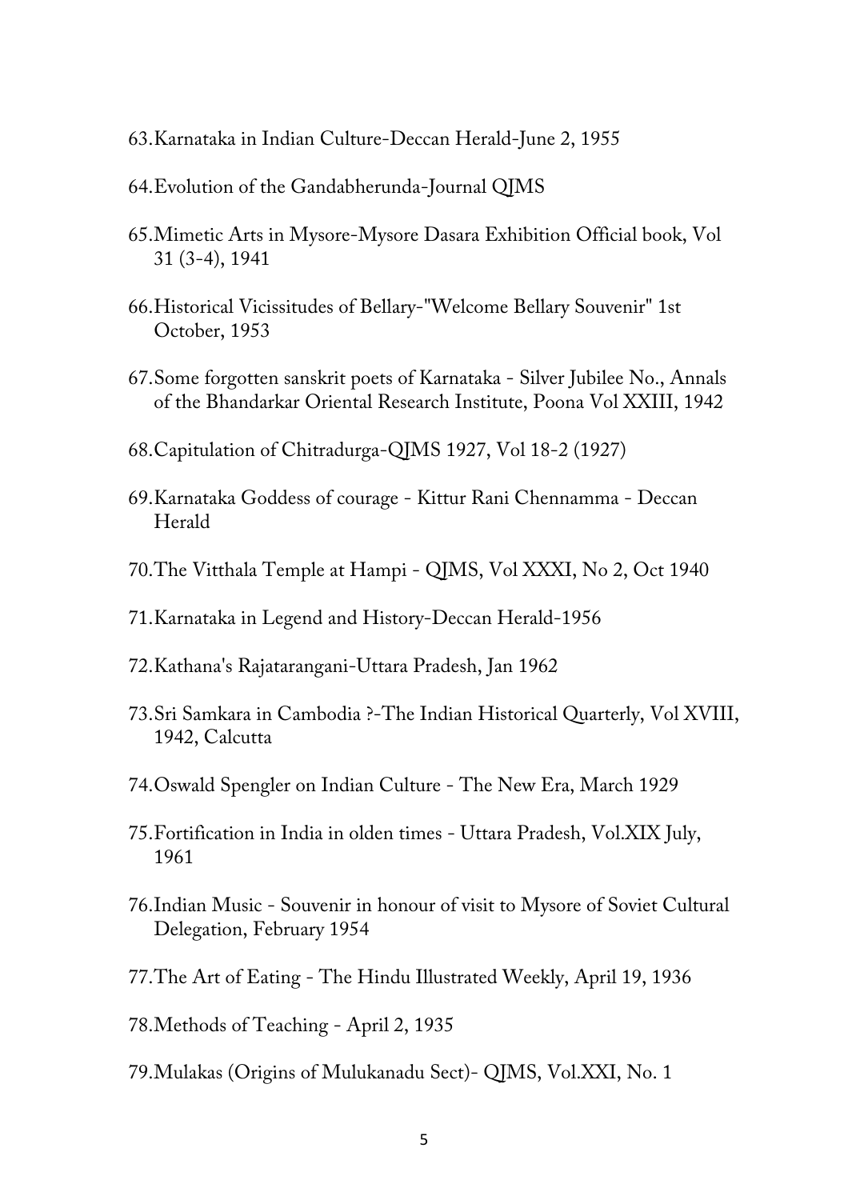63. Karnataka in Indian Culture-Deccan Herald-June 2, 1955
64. Evolution of the Gandabherunda-Journal QJMS
65. Mimetic Arts in Mysore-Mysore Dasara Exhibition Official book, Vol 31 (3-4), 1941
66. Historical Vicissitudes of Bellary-"Welcome Bellary Souvenir" 1st October, 1953
67. Some forgotten sanskrit poets of Karnataka - Silver Jubilee No., Annals of the Bhandarkar Oriental Research Institute, Poona Vol XXIII, 1942
68. Capitulation of Chitradurga-QJMS 1927, Vol 18-2 (1927)
69. Karnataka Goddess of courage - Kittur Rani Chennamma - Deccan Herald
70. The Vitthala Temple at Hampi - QJMS, Vol XXXI, No 2, Oct 1940
71. Karnataka in Legend and History-Deccan Herald-1956
72. Kathana's Rajatarangani-Uttara Pradesh, Jan 1962
73. Sri Samkara in Cambodia ?-The Indian Historical Quarterly, Vol XVIII, 1942, Calcutta
74. Oswald Spengler on Indian Culture - The New Era, March 1929
75. Fortification in India in olden times - Uttara Pradesh, Vol.XIX July, 1961
76. Indian Music - Souvenir in honour of visit to Mysore of Soviet Cultural Delegation, February 1954
77. The Art of Eating - The Hindu Illustrated Weekly, April 19, 1936
78. Methods of Teaching - April 2, 1935
79. Mulakas (Origins of Mulukanadu Sect)- QJMS, Vol.XXI, No. 1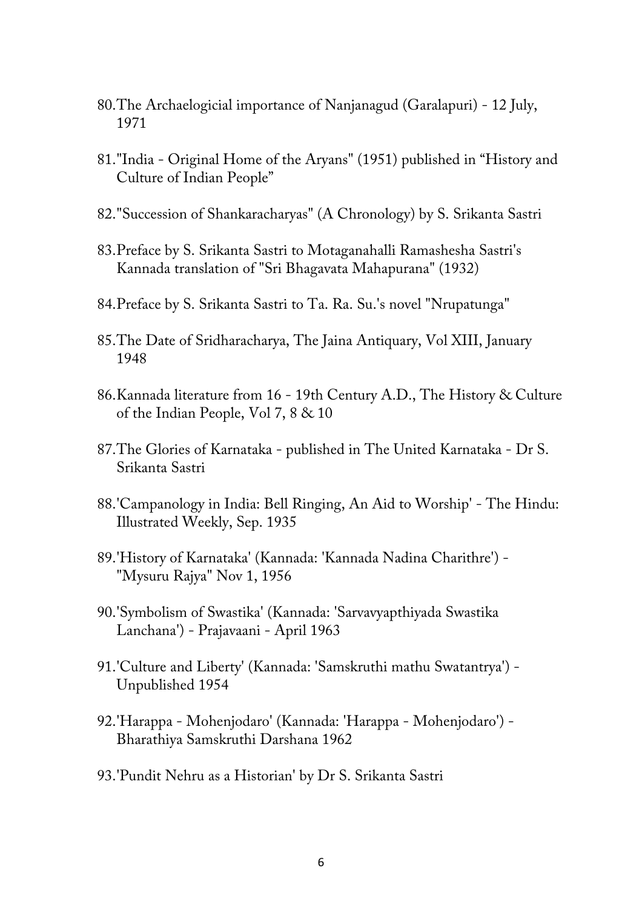80. The Archaelogicial importance of Nanjanagud (Garalapuri) - 12 July, 1971

81. "India - Original Home of the Aryans" (1951) published in “History and Culture of Indian People”

82. "Succession of Shankaracharyas" (A Chronology) by S. Srikanta Sastri

83. Preface by S. Srikanta Sastri to Motaganahalli Ramashesha Sastri's Kannada translation of "Sri Bhagavata Mahapurana" (1932)

84. Preface by S. Srikanta Sastri to Ta. Ra. Su.'s novel "Nrupatunga"

85. The Date of Sridharacharya, The Jaina Antiquary, Vol XIII, January 1948

86. Kannada literature from 16 - 19th Century A.D., The History & Culture of the Indian People, Vol 7, 8 & 10

87. The Glories of Karnataka - published in The United Karnataka - Dr S. Srikanta Sastri

88. 'Campanology in India: Bell Ringing, An Aid to Worship' - The Hindu: Illustrated Weekly, Sep. 1935

89. 'History of Karnataka' (Kannada: 'Kannada Nadina Charithre') - "Mysuru Rajya" Nov 1, 1956

90. 'Symbolism of Swastika' (Kannada: 'Sarvavyapthiyada Swastika Lanchana') - Prajavaani - April 1963

91. 'Culture and Liberty' (Kannada: 'Samskruthi mathu Swatantrya') - Unpublished 1954

92. 'Harappa - Mohenjodaro' (Kannada: 'Harappa - Mohenjodaro') - Bharathiya Samskruthi Darshana 1962

93. 'Pundit Nehru as a Historian' by Dr S. Srikanta Sastri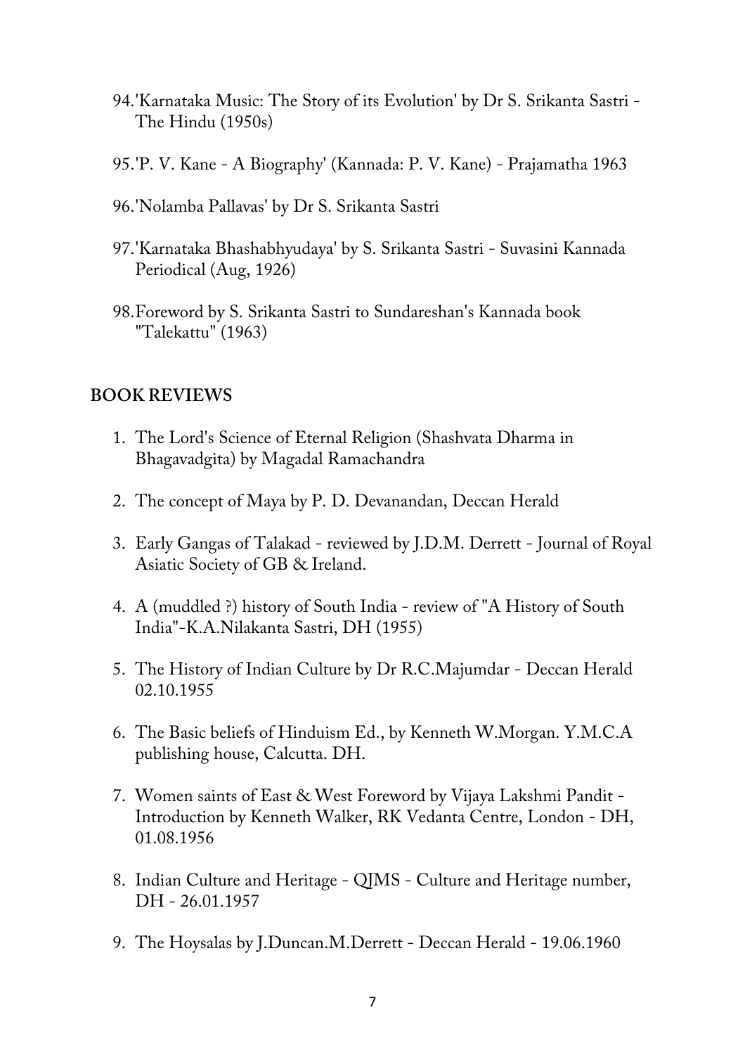94. 'Karnataka Music: The Story of its Evolution' by Dr S. Srikanta Sastri - The Hindu (1950s)

95. 'P. V. Kane - A Biography' (Kannada: P. V. Kane) - Prajamatha 1963

96. 'Nolamba Pallavas' by Dr S. Srikanta Sastri

97. 'Karnataka Bhashabhyudaya' by S. Srikanta Sastri - Suvasini Kannada Periodical (Aug, 1926)

98. Foreword by S. Srikanta Sastri to Sundareshan's Kannada book "Talekattu" (1963)

## BOOK REVIEWS

1. The Lord's Science of Eternal Religion (Shashvata Dharma in Bhagavadgita) by Magadal Ramachandra

2. The concept of Maya by P. D. Devanandan, Deccan Herald

3. Early Gangas of Talakad - reviewed by J.D.M. Derrett - Journal of Royal Asiatic Society of GB & Ireland.

4. A (muddled ?) history of South India - review of "A History of South India"-K.A.Nilakanta Sastri, DH (1955)

5. The History of Indian Culture by Dr R.C.Majumdar - Deccan Herald 02.10.1955

6. The Basic beliefs of Hinduism Ed., by Kenneth W.Morgan. Y.M.C.A publishing house, Calcutta. DH.

7. Women saints of East & West Foreword by Vijaya Lakshmi Pandit - Introduction by Kenneth Walker, RK Vedanta Centre, London - DH, 01.08.1956

8. Indian Culture and Heritage - QJMS - Culture and Heritage number, DH - 26.01.1957

9. The Hoysalas by J.Duncan.M.Derrett - Deccan Herald - 19.06.1960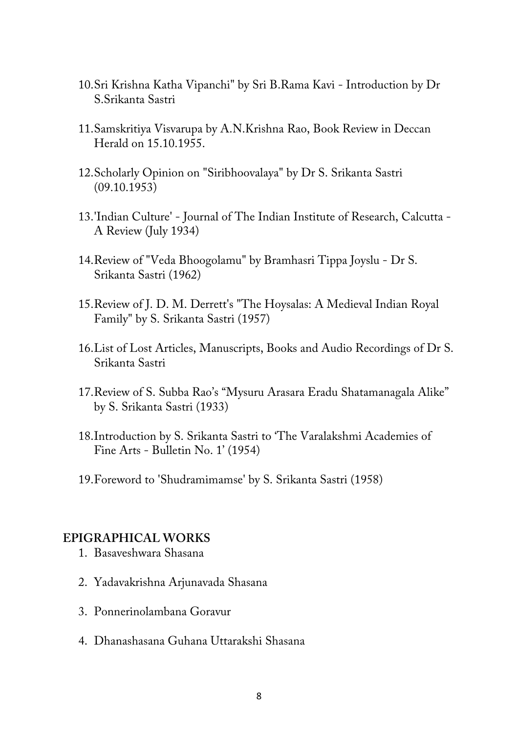10. Sri Krishna Katha Vipanchi" by Sri B.Rama Kavi - Introduction by Dr S.Srikanta Sastri

11. Samskritiya Visvarupa by A.N.Krishna Rao, Book Review in Deccan Herald on 15.10.1955.

12. Scholarly Opinion on "Siribhoovalaya" by Dr S. Srikanta Sastri (09.10.1953)

13. 'Indian Culture' - Journal of The Indian Institute of Research, Calcutta - A Review (July 1934)

14. Review of "Veda Bhoogolamu" by Bramhasri Tippa Joyslu - Dr S. Srikanta Sastri (1962)

15. Review of J. D. M. Derrett's "The Hoysalas: A Medieval Indian Royal Family" by S. Srikanta Sastri (1957)

16. List of Lost Articles, Manuscripts, Books and Audio Recordings of Dr S. Srikanta Sastri

17. Review of S. Subba Rao's "Mysuru Arasara Eradu Shatamanagala Alike" by S. Srikanta Sastri (1933)

18. Introduction by S. Srikanta Sastri to 'The Varalakshmi Academies of Fine Arts - Bulletin No. 1' (1954)

19. Foreword to 'Shudramimamse' by S. Srikanta Sastri (1958)

## EPIGRAPHICAL WORKS

1. Basaveshwara Shasana

2. Yadavakrishna Arjunavada Shasana

3. Ponnerinolambana Goravur

4. Dhanashasana Guhana Uttarakshi Shasana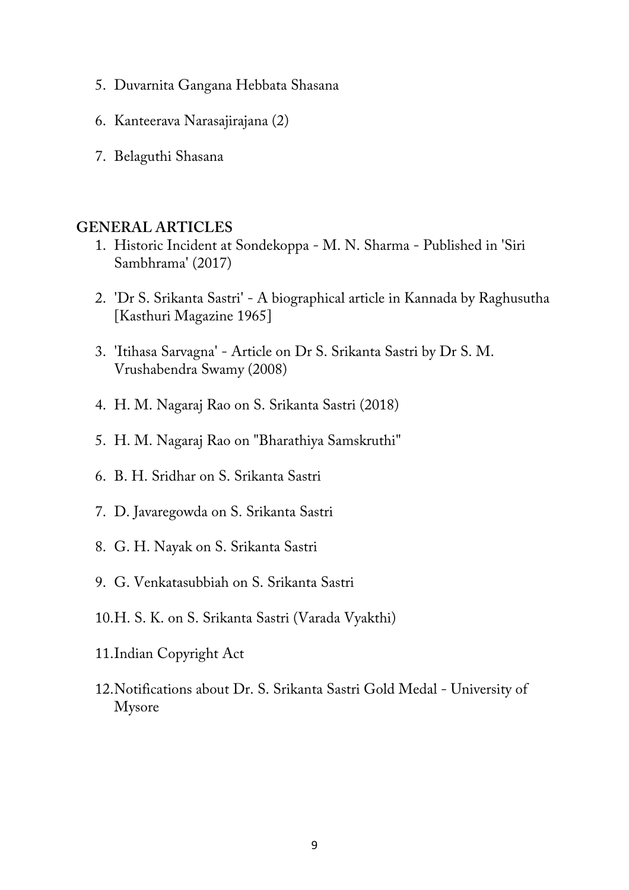5. Duvarnita Gangana Hebbata Shasana
6. Kanteerava Narasajirajana (2)
7. Belaguthi Shasana

## GENERAL ARTICLES

1. Historic Incident at Sondekoppa - M. N. Sharma - Published in 'Siri Sambhrama' (2017)
2. 'Dr S. Srikanta Sastri' - A biographical article in Kannada by Raghusutha [Kasthuri Magazine 1965]
3. 'Itihasa Sarvagna' - Article on Dr S. Srikanta Sastri by Dr S. M. Vrushabendra Swamy (2008)
4. H. M. Nagaraj Rao on S. Srikanta Sastri (2018)
5. H. M. Nagaraj Rao on "Bharathiya Samskruthi"
6. B. H. Sridhar on S. Srikanta Sastri
7. D. Javaregowda on S. Srikanta Sastri
8. G. H. Nayak on S. Srikanta Sastri
9. G. Venkatasubbiah on S. Srikanta Sastri
10. H. S. K. on S. Srikanta Sastri (Varada Vyakthi)
11. Indian Copyright Act
12. Notifications about Dr. S. Srikanta Sastri Gold Medal - University of Mysore